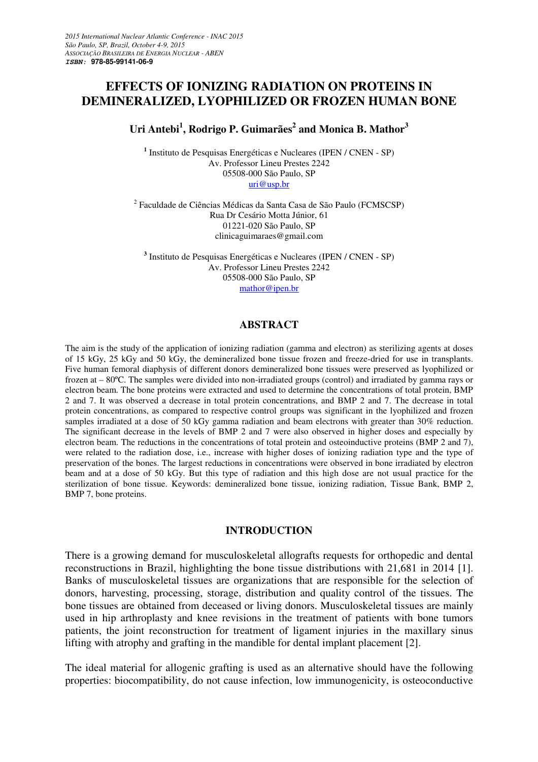2015 International Nuclear Atlantic Conference - INAC 2015
São Paulo, SP, Brazil, October 4-9, 2015
ASSOCIAÇÃO BRASILEIRA DE ENERGIA NUCLEAR - ABEN
**ISBN: 978-85-99141-06-9**

# EFFECTS OF IONIZING RADIATION ON PROTEINS IN DEMINERALIZED, LYOPHILIZED OR FROZEN HUMAN BONE

**Uri Antebi[1], Rodrigo P. Guimarães[2] and Monica B. Mathor[3]**

[1] Instituto de Pesquisas Energéticas e Nucleares (IPEN / CNEN - SP)
Av. Professor Lineu Prestes 2242
05508-000 São Paulo, SP
uri@usp.br

[2] Faculdade de Ciências Médicas da Santa Casa de São Paulo (FCMSCSP)
Rua Dr Cesário Motta Júnior, 61
01221-020 São Paulo, SP
clinicaguimaraes@gmail.com

[3] Instituto de Pesquisas Energéticas e Nucleares (IPEN / CNEN - SP)
Av. Professor Lineu Prestes 2242
05508-000 São Paulo, SP
mathor@ipen.br

## ABSTRACT

The aim is the study of the application of ionizing radiation (gamma and electron) as sterilizing agents at doses of 15 kGy, 25 kGy and 50 kGy, the demineralized bone tissue frozen and freeze-dried for use in transplants. Five human femoral diaphysis of different donors demineralized bone tissues were preserved as lyophilized or frozen at – 80ºC. The samples were divided into non-irradiated groups (control) and irradiated by gamma rays or electron beam. The bone proteins were extracted and used to determine the concentrations of total protein, BMP 2 and 7. It was observed a decrease in total protein concentrations, and BMP 2 and 7. The decrease in total protein concentrations, as compared to respective control groups was significant in the lyophilized and frozen samples irradiated at a dose of 50 kGy gamma radiation and beam electrons with greater than 30% reduction. The significant decrease in the levels of BMP 2 and 7 were also observed in higher doses and especially by electron beam. The reductions in the concentrations of total protein and osteoinductive proteins (BMP 2 and 7), were related to the radiation dose, i.e., increase with higher doses of ionizing radiation type and the type of preservation of the bones. The largest reductions in concentrations were observed in bone irradiated by electron beam and at a dose of 50 kGy. But this type of radiation and this high dose are not usual practice for the sterilization of bone tissue. Keywords: demineralized bone tissue, ionizing radiation, Tissue Bank, BMP 2, BMP 7, bone proteins.

## INTRODUCTION

There is a growing demand for musculoskeletal allografts requests for orthopedic and dental reconstructions in Brazil, highlighting the bone tissue distributions with 21,681 in 2014 [1]. Banks of musculoskeletal tissues are organizations that are responsible for the selection of donors, harvesting, processing, storage, distribution and quality control of the tissues. The bone tissues are obtained from deceased or living donors. Musculoskeletal tissues are mainly used in hip arthroplasty and knee revisions in the treatment of patients with bone tumors patients, the joint reconstruction for treatment of ligament injuries in the maxillary sinus lifting with atrophy and grafting in the mandible for dental implant placement [2].

The ideal material for allogenic grafting is used as an alternative should have the following properties: biocompatibility, do not cause infection, low immunogenicity, is osteoconductive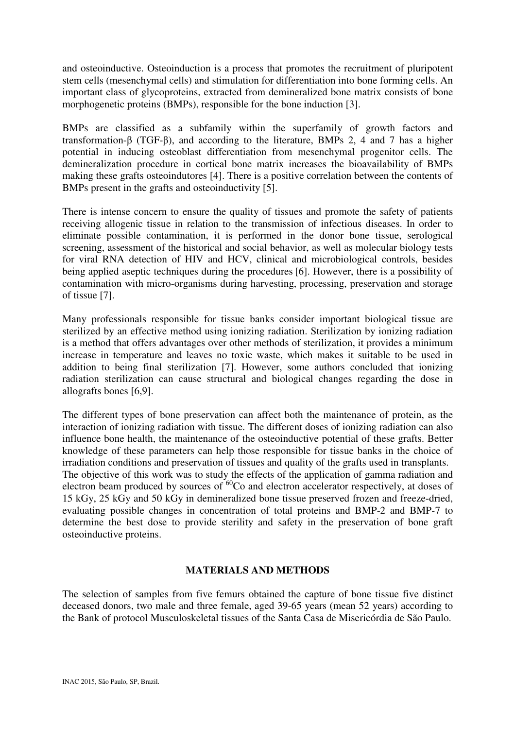and osteoinductive. Osteoinduction is a process that promotes the recruitment of pluripotent stem cells (mesenchymal cells) and stimulation for differentiation into bone forming cells. An important class of glycoproteins, extracted from demineralized bone matrix consists of bone morphogenetic proteins (BMPs), responsible for the bone induction [3].

BMPs are classified as a subfamily within the superfamily of growth factors and transformation-β (TGF-β), and according to the literature, BMPs 2, 4 and 7 has a higher potential in inducing osteoblast differentiation from mesenchymal progenitor cells. The demineralization procedure in cortical bone matrix increases the bioavailability of BMPs making these grafts osteoindutores [4]. There is a positive correlation between the contents of BMPs present in the grafts and osteoinductivity [5].

There is intense concern to ensure the quality of tissues and promote the safety of patients receiving allogenic tissue in relation to the transmission of infectious diseases. In order to eliminate possible contamination, it is performed in the donor bone tissue, serological screening, assessment of the historical and social behavior, as well as molecular biology tests for viral RNA detection of HIV and HCV, clinical and microbiological controls, besides being applied aseptic techniques during the procedures [6]. However, there is a possibility of contamination with micro-organisms during harvesting, processing, preservation and storage of tissue [7].

Many professionals responsible for tissue banks consider important biological tissue are sterilized by an effective method using ionizing radiation. Sterilization by ionizing radiation is a method that offers advantages over other methods of sterilization, it provides a minimum increase in temperature and leaves no toxic waste, which makes it suitable to be used in addition to being final sterilization [7]. However, some authors concluded that ionizing radiation sterilization can cause structural and biological changes regarding the dose in allografts bones [6,9].

The different types of bone preservation can affect both the maintenance of protein, as the interaction of ionizing radiation with tissue. The different doses of ionizing radiation can also influence bone health, the maintenance of the osteoinductive potential of these grafts. Better knowledge of these parameters can help those responsible for tissue banks in the choice of irradiation conditions and preservation of tissues and quality of the grafts used in transplants.
The objective of this work was to study the effects of the application of gamma radiation and electron beam produced by sources of $^{60}$Co and electron accelerator respectively, at doses of 15 kGy, 25 kGy and 50 kGy in demineralized bone tissue preserved frozen and freeze-dried, evaluating possible changes in concentration of total proteins and BMP-2 and BMP-7 to determine the best dose to provide sterility and safety in the preservation of bone graft osteoinductive proteins.

## MATERIALS AND METHODS

The selection of samples from five femurs obtained the capture of bone tissue five distinct deceased donors, two male and three female, aged 39-65 years (mean 52 years) according to the Bank of protocol Musculoskeletal tissues of the Santa Casa de Misericórdia de São Paulo.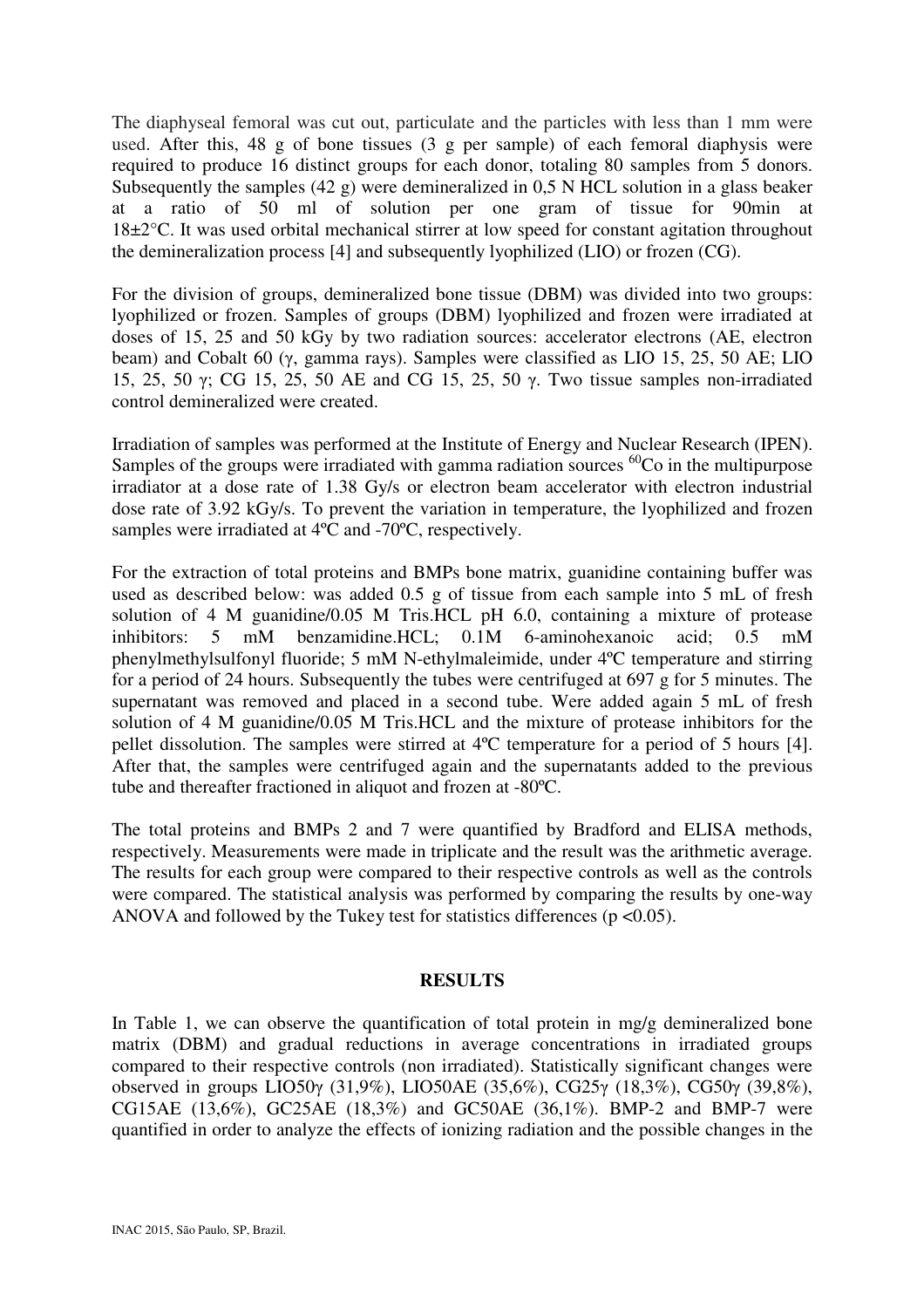The diaphyseal femoral was cut out, particulate and the particles with less than 1 mm were used. After this, 48 g of bone tissues (3 g per sample) of each femoral diaphysis were required to produce 16 distinct groups for each donor, totaling 80 samples from 5 donors. Subsequently the samples (42 g) were demineralized in 0,5 N HCL solution in a glass beaker at a ratio of 50 ml of solution per one gram of tissue for 90min at 18±2°C. It was used orbital mechanical stirrer at low speed for constant agitation throughout the demineralization process [4] and subsequently lyophilized (LIO) or frozen (CG).

For the division of groups, demineralized bone tissue (DBM) was divided into two groups: lyophilized or frozen. Samples of groups (DBM) lyophilized and frozen were irradiated at doses of 15, 25 and 50 kGy by two radiation sources: accelerator electrons (AE, electron beam) and Cobalt 60 (γ, gamma rays). Samples were classified as LIO 15, 25, 50 AE; LIO 15, 25, 50 γ; CG 15, 25, 50 AE and CG 15, 25, 50 γ. Two tissue samples non-irradiated control demineralized were created.

Irradiation of samples was performed at the Institute of Energy and Nuclear Research (IPEN). Samples of the groups were irradiated with gamma radiation sources $^{60}$Co in the multipurpose irradiator at a dose rate of 1.38 Gy/s or electron beam accelerator with electron industrial dose rate of 3.92 kGy/s. To prevent the variation in temperature, the lyophilized and frozen samples were irradiated at 4ºC and -70ºC, respectively.

For the extraction of total proteins and BMPs bone matrix, guanidine containing buffer was used as described below: was added 0.5 g of tissue from each sample into 5 mL of fresh solution of 4 M guanidine/0.05 M Tris.HCL pH 6.0, containing a mixture of protease inhibitors: 5 mM benzamidine.HCL; 0.1M 6-aminohexanoic acid; 0.5 mM phenylmethylsulfonyl fluoride; 5 mM N-ethylmaleimide, under 4ºC temperature and stirring for a period of 24 hours. Subsequently the tubes were centrifuged at 697 g for 5 minutes. The supernatant was removed and placed in a second tube. Were added again 5 mL of fresh solution of 4 M guanidine/0.05 M Tris.HCL and the mixture of protease inhibitors for the pellet dissolution. The samples were stirred at 4ºC temperature for a period of 5 hours [4]. After that, the samples were centrifuged again and the supernatants added to the previous tube and thereafter fractioned in aliquot and frozen at -80ºC.

The total proteins and BMPs 2 and 7 were quantified by Bradford and ELISA methods, respectively. Measurements were made in triplicate and the result was the arithmetic average. The results for each group were compared to their respective controls as well as the controls were compared. The statistical analysis was performed by comparing the results by one-way ANOVA and followed by the Tukey test for statistics differences ($p < 0.05$).

## RESULTS

In Table 1, we can observe the quantification of total protein in mg/g demineralized bone matrix (DBM) and gradual reductions in average concentrations in irradiated groups compared to their respective controls (non irradiated). Statistically significant changes were observed in groups LIO50γ (31,9%), LIO50AE (35,6%), CG25γ (18,3%), CG50γ (39,8%), CG15AE (13,6%), GC25AE (18,3%) and GC50AE (36,1%). BMP-2 and BMP-7 were quantified in order to analyze the effects of ionizing radiation and the possible changes in the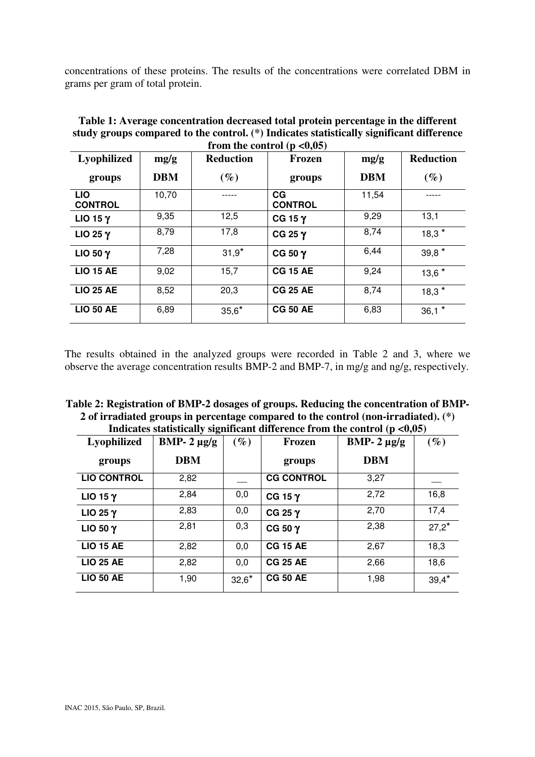concentrations of these proteins. The results of the concentrations were correlated DBM in grams per gram of total protein.

**Table 1: Average concentration decreased total protein percentage in the different study groups compared to the control. (*) Indicates statistically significant difference from the control (p <0,05)**

| Lyophilized groups | mg/g DBM | Reduction (%) | Frozen groups | mg/g DBM | Reduction (%) |
|---|---|---|---|---|---|
| **LIO CONTROL** | 10,70 | ----- | **CG CONTROL** | 11,54 | ----- |
| **LIO 15 γ** | 9,35 | 12,5 | **CG 15 γ** | 9,29 | 13,1 |
| **LIO 25 γ** | 8,79 | 17,8 | **CG 25 γ** | 8,74 | 18,3 * |
| **LIO 50 γ** | 7,28 | 31,9* | **CG 50 γ** | 6,44 | 39,8 * |
| **LIO 15 AE** | 9,02 | 15,7 | **CG 15 AE** | 9,24 | 13,6 * |
| **LIO 25 AE** | 8,52 | 20,3 | **CG 25 AE** | 8,74 | 18,3 * |
| **LIO 50 AE** | 6,89 | 35,6* | **CG 50 AE** | 6,83 | 36,1 * |

The results obtained in the analyzed groups were recorded in Table 2 and 3, where we observe the average concentration results BMP-2 and BMP-7, in mg/g and ng/g, respectively.

**Table 2: Registration of BMP-2 dosages of groups. Reducing the concentration of BMP-2 of irradiated groups in percentage compared to the control (non-irradiated). (*) Indicates statistically significant difference from the control (p <0,05)**

| Lyophilized groups | BMP- 2 µg/g DBM | (%) | Frozen groups | BMP- 2 µg/g DBM | (%) |
|---|---|---|---|---|---|
| **LIO CONTROL** | 2,82 | __ | **CG CONTROL** | 3,27 | __ |
| **LIO 15 γ** | 2,84 | 0,0 | **CG 15 γ** | 2,72 | 16,8 |
| **LIO 25 γ** | 2,83 | 0,0 | **CG 25 γ** | 2,70 | 17,4 |
| **LIO 50 γ** | 2,81 | 0,3 | **CG 50 γ** | 2,38 | 27,2* |
| **LIO 15 AE** | 2,82 | 0,0 | **CG 15 AE** | 2,67 | 18,3 |
| **LIO 25 AE** | 2,82 | 0,0 | **CG 25 AE** | 2,66 | 18,6 |
| **LIO 50 AE** | 1,90 | 32,6* | **CG 50 AE** | 1,98 | 39,4* |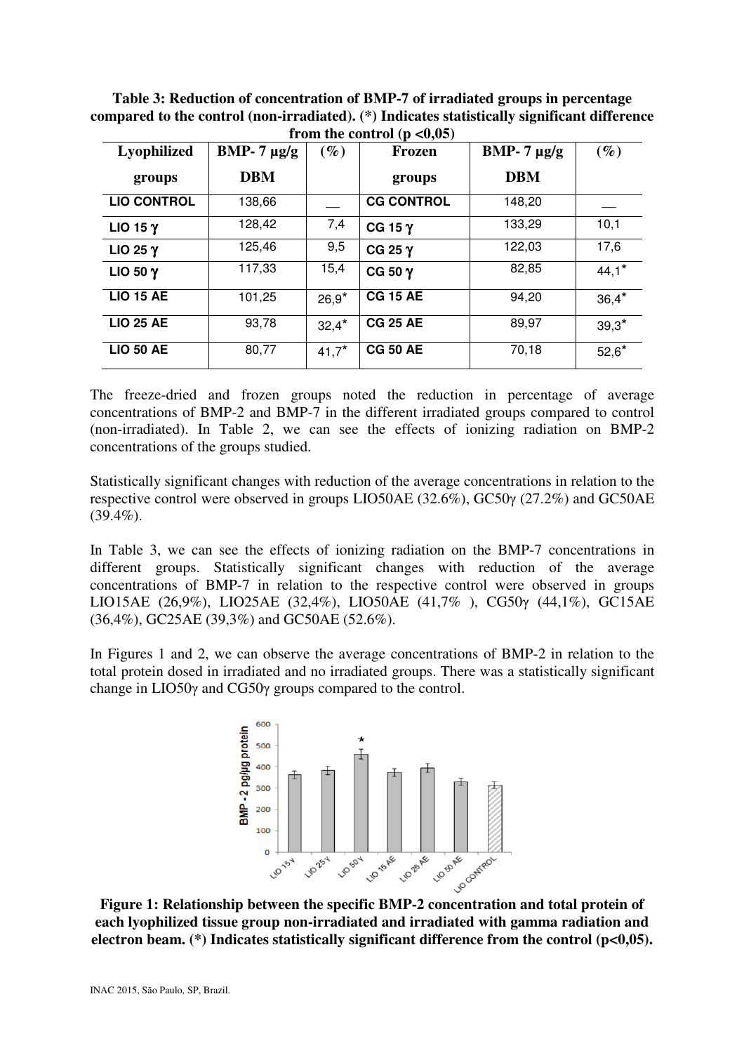**Table 3: Reduction of concentration of BMP-7 of irradiated groups in percentage compared to the control (non-irradiated). (*) Indicates statistically significant difference from the control (p <0,05)**

| Lyophilized groups | BMP- 7 µg/g DBM | (%) | Frozen groups | BMP- 7 µg/g DBM | (%) |
|---|---|---|---|---|---|
| LIO CONTROL | 138,66 | __ | CG CONTROL | 148,20 | __ |
| LIO 15 γ | 128,42 | 7,4 | CG 15 γ | 133,29 | 10,1 |
| LIO 25 γ | 125,46 | 9,5 | CG 25 γ | 122,03 | 17,6 |
| LIO 50 γ | 117,33 | 15,4 | CG 50 γ | 82,85 | 44,1* |
| LIO 15 AE | 101,25 | 26,9* | CG 15 AE | 94,20 | 36,4* |
| LIO 25 AE | 93,78 | 32,4* | CG 25 AE | 89,97 | 39,3* |
| LIO 50 AE | 80,77 | 41,7* | CG 50 AE | 70,18 | 52,6* |

The freeze-dried and frozen groups noted the reduction in percentage of average concentrations of BMP-2 and BMP-7 in the different irradiated groups compared to control (non-irradiated). In Table 2, we can see the effects of ionizing radiation on BMP-2 concentrations of the groups studied.

Statistically significant changes with reduction of the average concentrations in relation to the respective control were observed in groups LIO50AE (32.6%), GC50γ (27.2%) and GC50AE (39.4%).

In Table 3, we can see the effects of ionizing radiation on the BMP-7 concentrations in different groups. Statistically significant changes with reduction of the average concentrations of BMP-7 in relation to the respective control were observed in groups LIO15AE (26,9%), LIO25AE (32,4%), LIO50AE (41,7% ), CG50γ (44,1%), GC15AE (36,4%), GC25AE (39,3%) and GC50AE (52.6%).

In Figures 1 and 2, we can observe the average concentrations of BMP-2 in relation to the total protein dosed in irradiated and no irradiated groups. There was a statistically significant change in LIO50γ and CG50γ groups compared to the control.

BMP - 2 pg/µg protein
600
500
400
300
200
100
0
*
LIO 15 γ
LIO 25 γ
LIO 50 γ
LIO 15 AE
LIO 25 AE
LIO 50 AE
LIO CONTROL

**Figure 1: Relationship between the specific BMP-2 concentration and total protein of each lyophilized tissue group non-irradiated and irradiated with gamma radiation and electron beam. (*) Indicates statistically significant difference from the control (p<0,05).**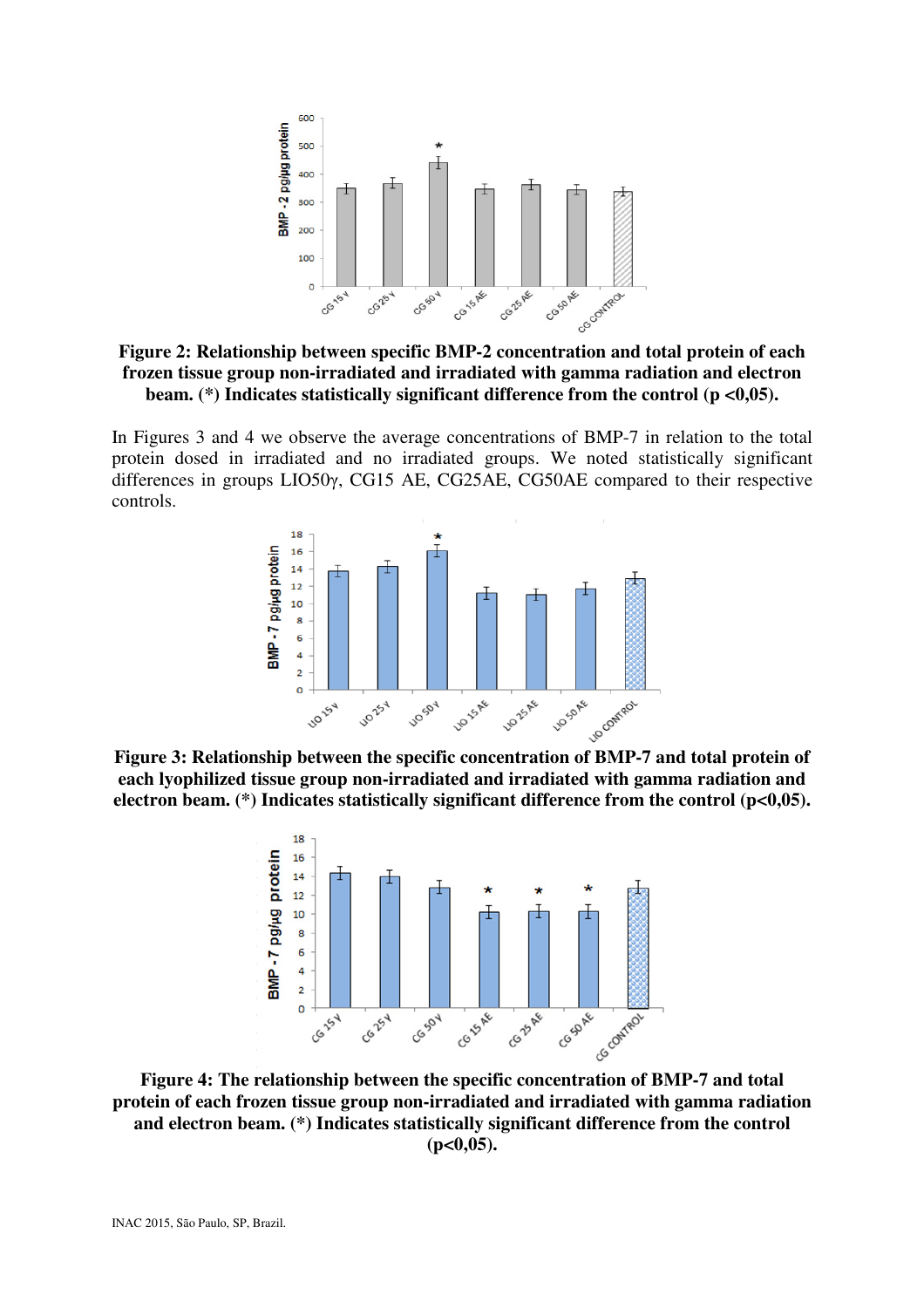**Figure 2: Relationship between specific BMP-2 concentration and total protein of each frozen tissue group non-irradiated and irradiated with gamma radiation and electron beam. (*) Indicates statistically significant difference from the control (p <0,05).**

In Figures 3 and 4 we observe the average concentrations of BMP-7 in relation to the total protein dosed in irradiated and no irradiated groups. We noted statistically significant differences in groups LIO50γ, CG15 AE, CG25AE, CG50AE compared to their respective controls.

**Figure 3: Relationship between the specific concentration of BMP-7 and total protein of each lyophilized tissue group non-irradiated and irradiated with gamma radiation and electron beam. (*) Indicates statistically significant difference from the control (p<0,05).**

**Figure 4: The relationship between the specific concentration of BMP-7 and total protein of each frozen tissue group non-irradiated and irradiated with gamma radiation and electron beam. (*) Indicates statistically significant difference from the control (p<0,05).**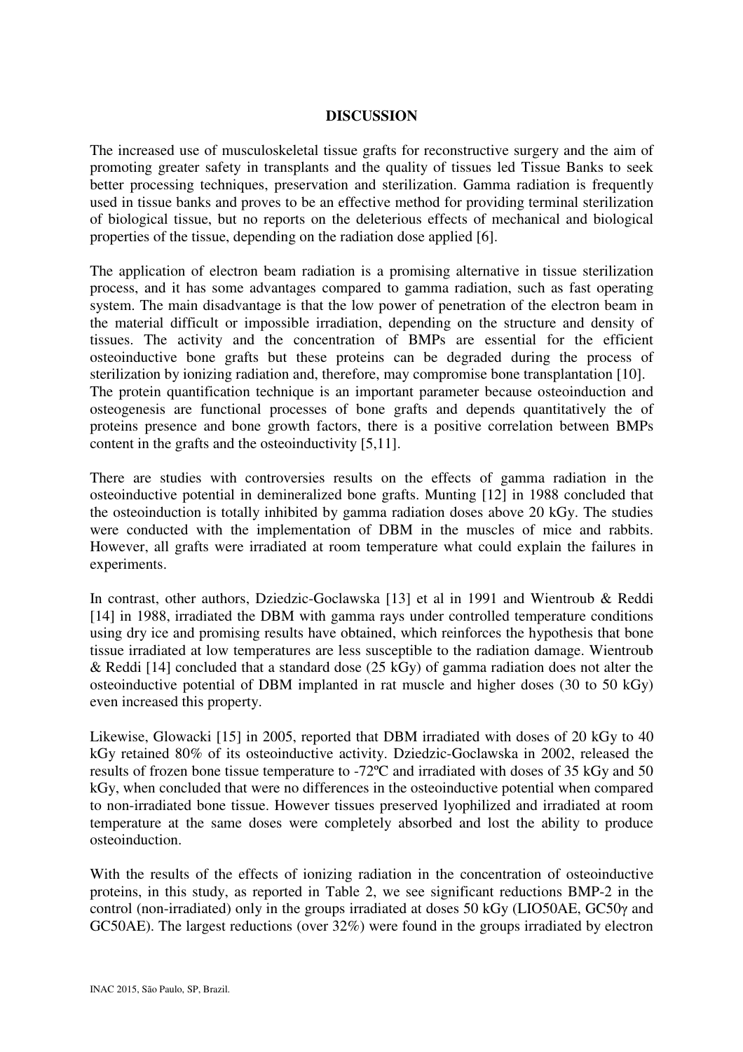## DISCUSSION

The increased use of musculoskeletal tissue grafts for reconstructive surgery and the aim of promoting greater safety in transplants and the quality of tissues led Tissue Banks to seek better processing techniques, preservation and sterilization. Gamma radiation is frequently used in tissue banks and proves to be an effective method for providing terminal sterilization of biological tissue, but no reports on the deleterious effects of mechanical and biological properties of the tissue, depending on the radiation dose applied [6].

The application of electron beam radiation is a promising alternative in tissue sterilization process, and it has some advantages compared to gamma radiation, such as fast operating system. The main disadvantage is that the low power of penetration of the electron beam in the material difficult or impossible irradiation, depending on the structure and density of tissues. The activity and the concentration of BMPs are essential for the efficient osteoinductive bone grafts but these proteins can be degraded during the process of sterilization by ionizing radiation and, therefore, may compromise bone transplantation [10].
The protein quantification technique is an important parameter because osteoinduction and osteogenesis are functional processes of bone grafts and depends quantitatively the of proteins presence and bone growth factors, there is a positive correlation between BMPs content in the grafts and the osteoinductivity [5,11].

There are studies with controversies results on the effects of gamma radiation in the osteoinductive potential in demineralized bone grafts. Munting [12] in 1988 concluded that the osteoinduction is totally inhibited by gamma radiation doses above 20 kGy. The studies were conducted with the implementation of DBM in the muscles of mice and rabbits. However, all grafts were irradiated at room temperature what could explain the failures in experiments.

In contrast, other authors, Dziedzic-Goclawska [13] et al in 1991 and Wientroub & Reddi [14] in 1988, irradiated the DBM with gamma rays under controlled temperature conditions using dry ice and promising results have obtained, which reinforces the hypothesis that bone tissue irradiated at low temperatures are less susceptible to the radiation damage. Wientroub & Reddi [14] concluded that a standard dose (25 kGy) of gamma radiation does not alter the osteoinductive potential of DBM implanted in rat muscle and higher doses (30 to 50 kGy) even increased this property.

Likewise, Glowacki [15] in 2005, reported that DBM irradiated with doses of 20 kGy to 40 kGy retained 80% of its osteoinductive activity. Dziedzic-Goclawska in 2002, released the results of frozen bone tissue temperature to -72ºC and irradiated with doses of 35 kGy and 50 kGy, when concluded that were no differences in the osteoinductive potential when compared to non-irradiated bone tissue. However tissues preserved lyophilized and irradiated at room temperature at the same doses were completely absorbed and lost the ability to produce osteoinduction.

With the results of the effects of ionizing radiation in the concentration of osteoinductive proteins, in this study, as reported in Table 2, we see significant reductions BMP-2 in the control (non-irradiated) only in the groups irradiated at doses 50 kGy (LIO50AE, GC50γ and GC50AE). The largest reductions (over 32%) were found in the groups irradiated by electron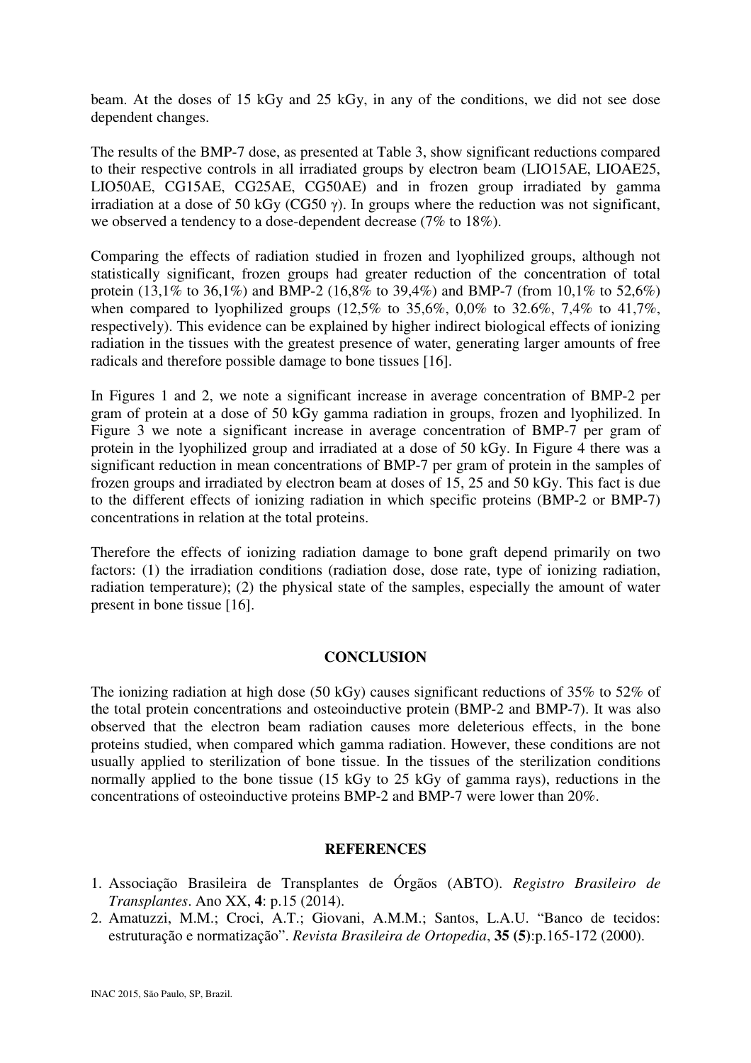beam. At the doses of 15 kGy and 25 kGy, in any of the conditions, we did not see dose dependent changes.

The results of the BMP-7 dose, as presented at Table 3, show significant reductions compared to their respective controls in all irradiated groups by electron beam (LIO15AE, LIOAE25, LIO50AE, CG15AE, CG25AE, CG50AE) and in frozen group irradiated by gamma irradiation at a dose of 50 kGy (CG50 γ). In groups where the reduction was not significant, we observed a tendency to a dose-dependent decrease (7% to 18%).

Comparing the effects of radiation studied in frozen and lyophilized groups, although not statistically significant, frozen groups had greater reduction of the concentration of total protein (13,1% to 36,1%) and BMP-2 (16,8% to 39,4%) and BMP-7 (from 10,1% to 52,6%) when compared to lyophilized groups (12,5% to 35,6%, 0,0% to 32.6%, 7,4% to 41,7%, respectively). This evidence can be explained by higher indirect biological effects of ionizing radiation in the tissues with the greatest presence of water, generating larger amounts of free radicals and therefore possible damage to bone tissues [16].

In Figures 1 and 2, we note a significant increase in average concentration of BMP-2 per gram of protein at a dose of 50 kGy gamma radiation in groups, frozen and lyophilized. In Figure 3 we note a significant increase in average concentration of BMP-7 per gram of protein in the lyophilized group and irradiated at a dose of 50 kGy. In Figure 4 there was a significant reduction in mean concentrations of BMP-7 per gram of protein in the samples of frozen groups and irradiated by electron beam at doses of 15, 25 and 50 kGy. This fact is due to the different effects of ionizing radiation in which specific proteins (BMP-2 or BMP-7) concentrations in relation at the total proteins.

Therefore the effects of ionizing radiation damage to bone graft depend primarily on two factors: (1) the irradiation conditions (radiation dose, dose rate, type of ionizing radiation, radiation temperature); (2) the physical state of the samples, especially the amount of water present in bone tissue [16].

## CONCLUSION

The ionizing radiation at high dose (50 kGy) causes significant reductions of 35% to 52% of the total protein concentrations and osteoinductive protein (BMP-2 and BMP-7). It was also observed that the electron beam radiation causes more deleterious effects, in the bone proteins studied, when compared which gamma radiation. However, these conditions are not usually applied to sterilization of bone tissue. In the tissues of the sterilization conditions normally applied to the bone tissue (15 kGy to 25 kGy of gamma rays), reductions in the concentrations of osteoinductive proteins BMP-2 and BMP-7 were lower than 20%.

## REFERENCES

1. Associação Brasileira de Transplantes de Órgãos (ABTO). *Registro Brasileiro de Transplantes*. Ano XX, **4**: p.15 (2014).
2. Amatuzzi, M.M.; Croci, A.T.; Giovani, A.M.M.; Santos, L.A.U. "Banco de tecidos: estruturação e normatização". *Revista Brasileira de Ortopedia*, **35 (5)**:p.165-172 (2000).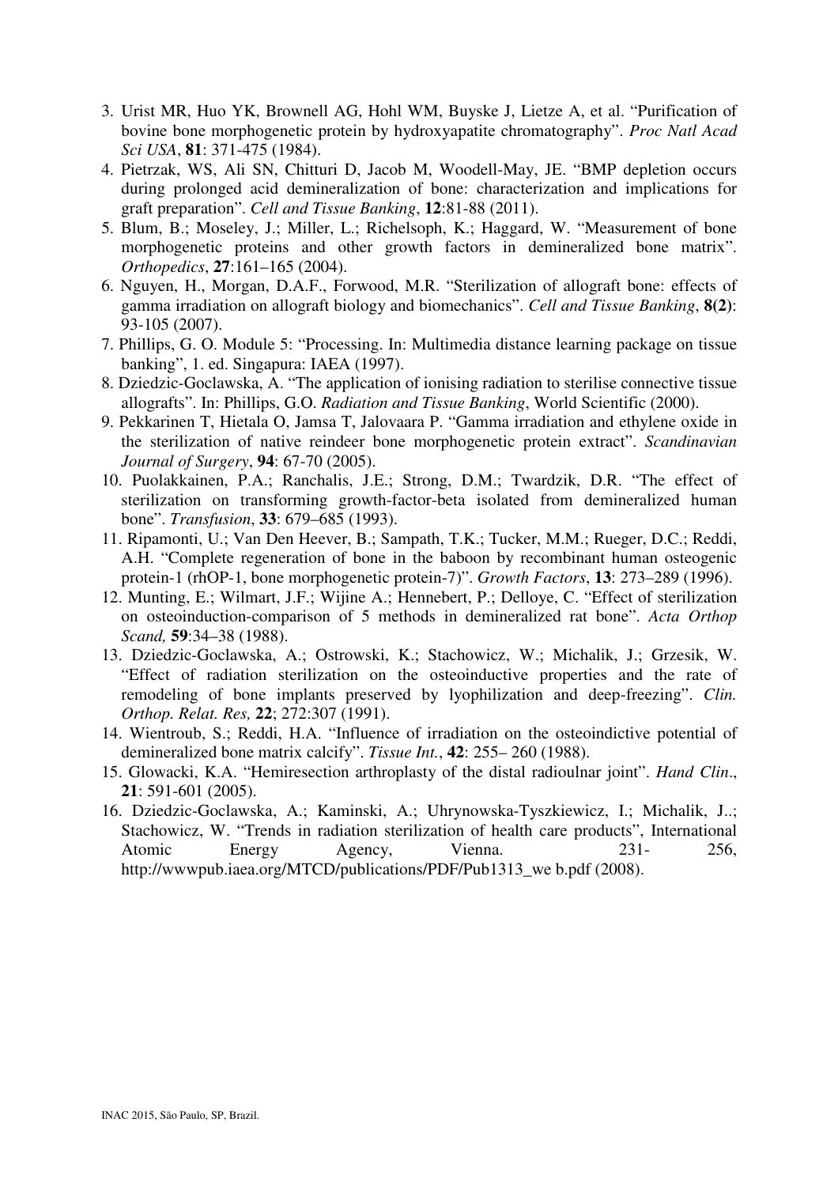3. Urist MR, Huo YK, Brownell AG, Hohl WM, Buyske J, Lietze A, et al. "Purification of bovine bone morphogenetic protein by hydroxyapatite chromatography". *Proc Natl Acad Sci USA*, **81**: 371-475 (1984).
4. Pietrzak, WS, Ali SN, Chitturi D, Jacob M, Woodell-May, JE. "BMP depletion occurs during prolonged acid demineralization of bone: characterization and implications for graft preparation". *Cell and Tissue Banking*, **12**:81-88 (2011).
5. Blum, B.; Moseley, J.; Miller, L.; Richelsoph, K.; Haggard, W. "Measurement of bone morphogenetic proteins and other growth factors in demineralized bone matrix". *Orthopedics*, **27**:161–165 (2004).
6. Nguyen, H., Morgan, D.A.F., Forwood, M.R. "Sterilization of allograft bone: effects of gamma irradiation on allograft biology and biomechanics". *Cell and Tissue Banking*, **8(2)**: 93-105 (2007).
7. Phillips, G. O. Module 5: "Processing. In: Multimedia distance learning package on tissue banking", 1. ed. Singapura: IAEA (1997).
8. Dziedzic-Goclawska, A. "The application of ionising radiation to sterilise connective tissue allografts". In: Phillips, G.O. *Radiation and Tissue Banking*, World Scientific (2000).
9. Pekkarinen T, Hietala O, Jamsa T, Jalovaara P. "Gamma irradiation and ethylene oxide in the sterilization of native reindeer bone morphogenetic protein extract". *Scandinavian Journal of Surgery*, **94**: 67-70 (2005).
10. Puolakkainen, P.A.; Ranchalis, J.E.; Strong, D.M.; Twardzik, D.R. "The effect of sterilization on transforming growth-factor-beta isolated from demineralized human bone". *Transfusion*, **33**: 679–685 (1993).
11. Ripamonti, U.; Van Den Heever, B.; Sampath, T.K.; Tucker, M.M.; Rueger, D.C.; Reddi, A.H. "Complete regeneration of bone in the baboon by recombinant human osteogenic protein-1 (rhOP-1, bone morphogenetic protein-7)". *Growth Factors*, **13**: 273–289 (1996).
12. Munting, E.; Wilmart, J.F.; Wijine A.; Hennebert, P.; Delloye, C. "Effect of sterilization on osteoinduction-comparison of 5 methods in demineralized rat bone". *Acta Orthop Scand,* **59**:34–38 (1988).
13. Dziedzic-Goclawska, A.; Ostrowski, K.; Stachowicz, W.; Michalik, J.; Grzesik, W. "Effect of radiation sterilization on the osteoinductive properties and the rate of remodeling of bone implants preserved by lyophilization and deep-freezing". *Clin. Orthop. Relat. Res,* **22**; 272:307 (1991).
14. Wientroub, S.; Reddi, H.A. "Influence of irradiation on the osteoindictive potential of demineralized bone matrix calcify". *Tissue Int.*, **42**: 255– 260 (1988).
15. Glowacki, K.A. "Hemiresection arthroplasty of the distal radioulnar joint". *Hand Clin*., **21**: 591-601 (2005).
16. Dziedzic-Goclawska, A.; Kaminski, A.; Uhrynowska-Tyszkiewicz, I.; Michalik, J..; Stachowicz, W. "Trends in radiation sterilization of health care products", International Atomic Energy Agency, Vienna. 231- 256, http://wwwpub.iaea.org/MTCD/publications/PDF/Pub1313_we b.pdf (2008).